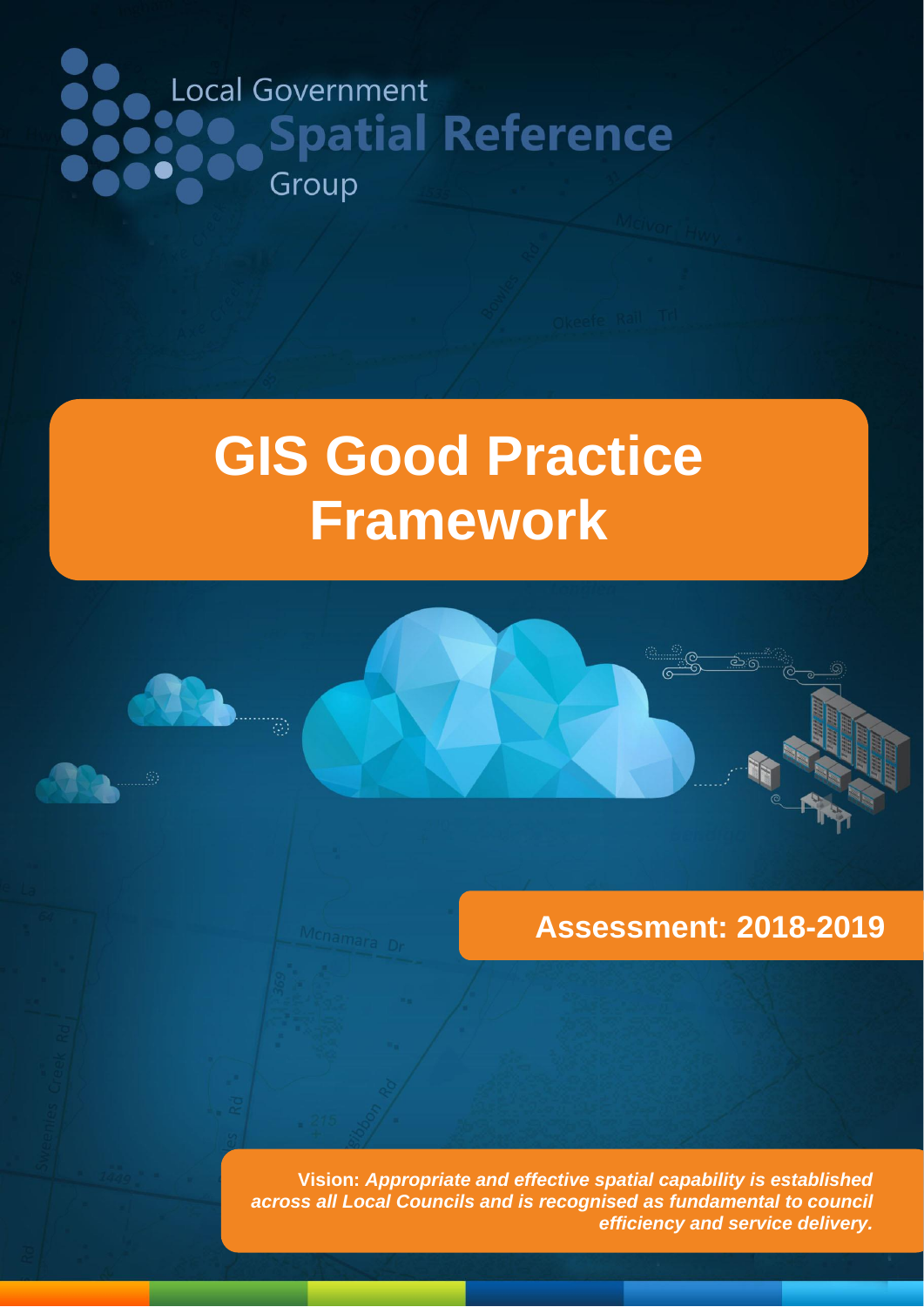Local Government

**Spatial Reference**

Group

# GIS Good Practice Framework

## Assessment: 2018-2019

**Vision:** ***Appropriate and effective spatial capability is established across all Local Councils and is recognised as fundamental to council efficiency and service delivery.***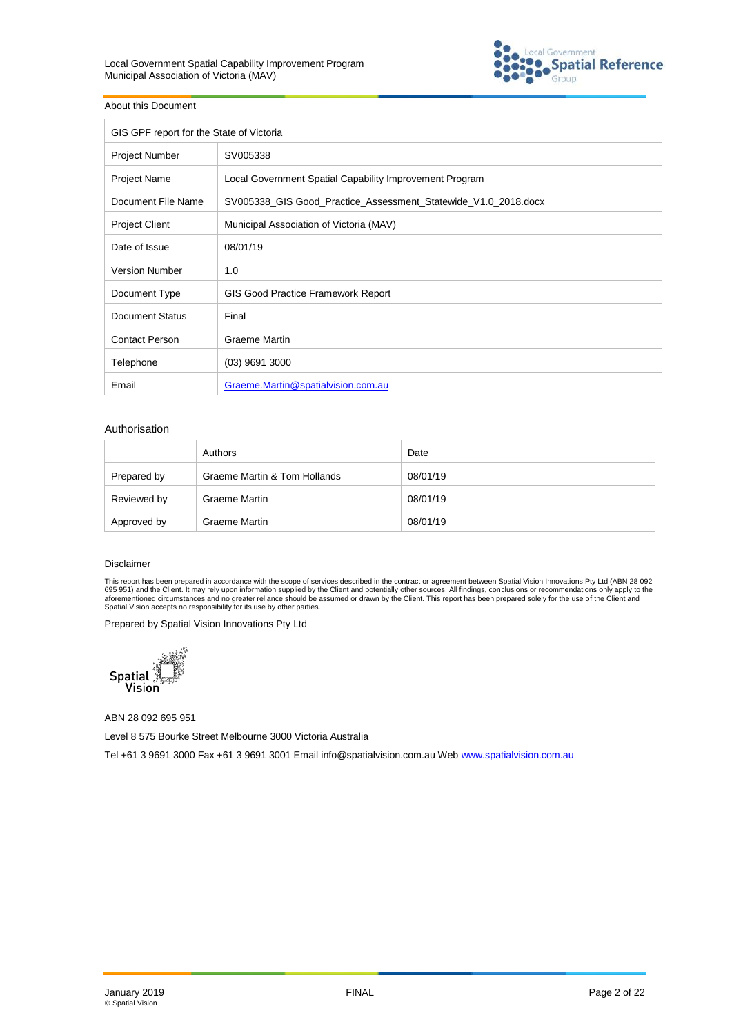## About this Document

| GIS GPF report for the State of Victoria | |
|---|---|
| Project Number | SV005338 |
| Project Name | Local Government Spatial Capability Improvement Program |
| Document File Name | SV005338_GIS Good_Practice_Assessment_Statewide_V1.0_2018.docx |
| Project Client | Municipal Association of Victoria (MAV) |
| Date of Issue | 08/01/19 |
| Version Number | 1.0 |
| Document Type | GIS Good Practice Framework Report |
| Document Status | Final |
| Contact Person | Graeme Martin |
| Telephone | (03) 9691 3000 |
| Email | Graeme.Martin@spatialvision.com.au |

## Authorisation

| | Authors | Date |
|---|---|---|
| Prepared by | Graeme Martin & Tom Hollands | 08/01/19 |
| Reviewed by | Graeme Martin | 08/01/19 |
| Approved by | Graeme Martin | 08/01/19 |

### Disclaimer

This report has been prepared in accordance with the scope of services described in the contract or agreement between Spatial Vision Innovations Pty Ltd (ABN 28 092 695 951) and the Client. It may rely upon information supplied by the Client and potentially other sources. All findings, conclusions or recommendations only apply to the aforementioned circumstances and no greater reliance should be assumed or drawn by the Client. This report has been prepared solely for the use of the Client and Spatial Vision accepts no responsibility for its use by other parties.

Prepared by Spatial Vision Innovations Pty Ltd

ABN 28 092 695 951

Level 8 575 Bourke Street Melbourne 3000 Victoria Australia

Tel +61 3 9691 3000 Fax +61 3 9691 3001 Email info@spatialvision.com.au Web www.spatialvision.com.au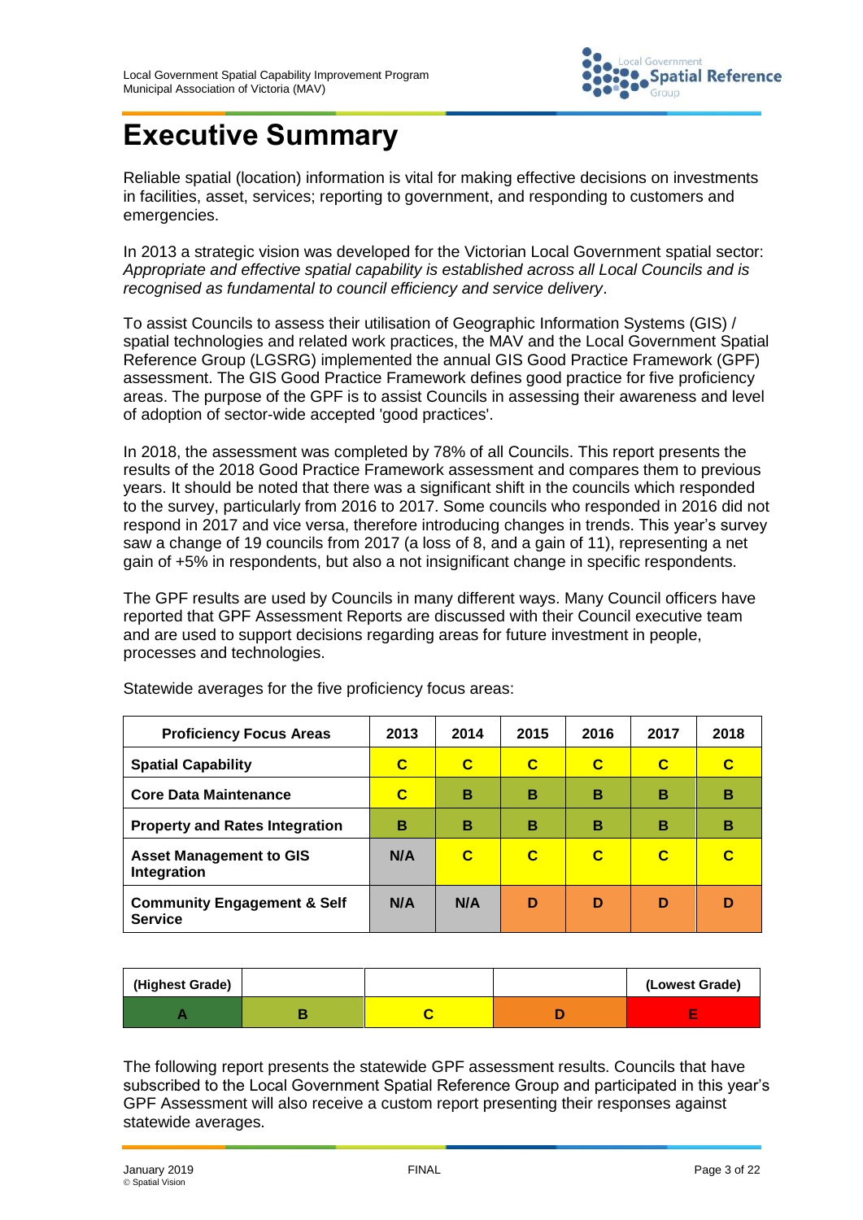# Executive Summary

Reliable spatial (location) information is vital for making effective decisions on investments in facilities, asset, services; reporting to government, and responding to customers and emergencies.

In 2013 a strategic vision was developed for the Victorian Local Government spatial sector: *Appropriate and effective spatial capability is established across all Local Councils and is recognised as fundamental to council efficiency and service delivery*.

To assist Councils to assess their utilisation of Geographic Information Systems (GIS) / spatial technologies and related work practices, the MAV and the Local Government Spatial Reference Group (LGSRG) implemented the annual GIS Good Practice Framework (GPF) assessment. The GIS Good Practice Framework defines good practice for five proficiency areas. The purpose of the GPF is to assist Councils in assessing their awareness and level of adoption of sector-wide accepted 'good practices'.

In 2018, the assessment was completed by 78% of all Councils. This report presents the results of the 2018 Good Practice Framework assessment and compares them to previous years. It should be noted that there was a significant shift in the councils which responded to the survey, particularly from 2016 to 2017. Some councils who responded in 2016 did not respond in 2017 and vice versa, therefore introducing changes in trends. This year's survey saw a change of 19 councils from 2017 (a loss of 8, and a gain of 11), representing a net gain of +5% in respondents, but also a not insignificant change in specific respondents.

The GPF results are used by Councils in many different ways. Many Council officers have reported that GPF Assessment Reports are discussed with their Council executive team and are used to support decisions regarding areas for future investment in people, processes and technologies.

Statewide averages for the five proficiency focus areas:

| Proficiency Focus Areas | 2013 | 2014 | 2015 | 2016 | 2017 | 2018 |
|---|---|---|---|---|---|---|
| **Spatial Capability** | C | C | C | C | C | C |
| **Core Data Maintenance** | C | B | B | B | B | B |
| **Property and Rates Integration** | B | B | B | B | B | B |
| **Asset Management to GIS Integration** | N/A | C | C | C | C | C |
| **Community Engagement & Self Service** | N/A | N/A | D | D | D | D |

| (Highest Grade) | | | | (Lowest Grade) |
|---|---|---|---|---|
| A | B | C | D | E |

The following report presents the statewide GPF assessment results. Councils that have subscribed to the Local Government Spatial Reference Group and participated in this year's GPF Assessment will also receive a custom report presenting their responses against statewide averages.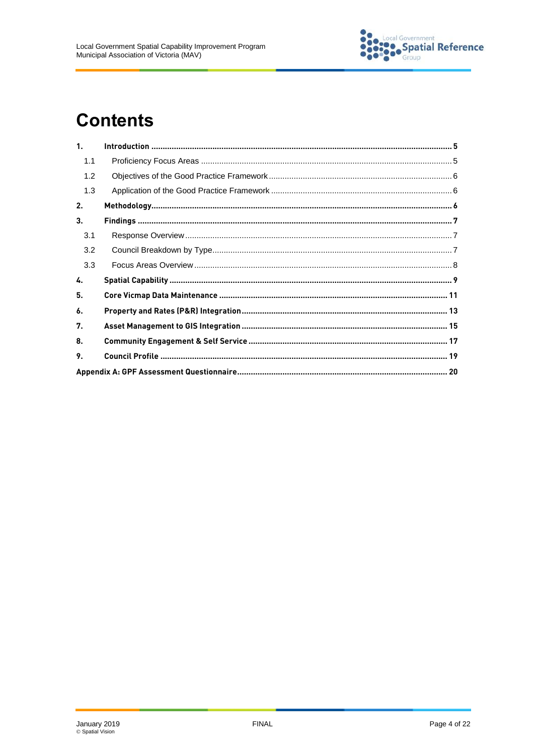# Contents

| | | |
|---|---|---|
| **1.** | **Introduction** | **5** |
| 1.1 | Proficiency Focus Areas | 5 |
| 1.2 | Objectives of the Good Practice Framework | 6 |
| 1.3 | Application of the Good Practice Framework | 6 |
| **2.** | **Methodology** | **6** |
| **3.** | **Findings** | **7** |
| 3.1 | Response Overview | 7 |
| 3.2 | Council Breakdown by Type | 7 |
| 3.3 | Focus Areas Overview | 8 |
| **4.** | **Spatial Capability** | **9** |
| **5.** | **Core Vicmap Data Maintenance** | **11** |
| **6.** | **Property and Rates (P&R) Integration** | **13** |
| **7.** | **Asset Management to GIS Integration** | **15** |
| **8.** | **Community Engagement & Self Service** | **17** |
| **9.** | **Council Profile** | **19** |
| **Appendix A: GPF Assessment Questionnaire** | | **20** |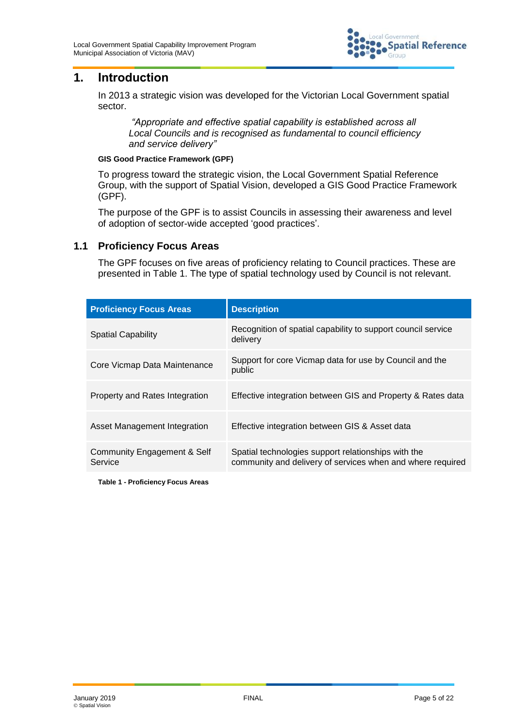# 1. Introduction

In 2013 a strategic vision was developed for the Victorian Local Government spatial sector.

> *"Appropriate and effective spatial capability is established across all Local Councils and is recognised as fundamental to council efficiency and service delivery"*

**GIS Good Practice Framework (GPF)**

To progress toward the strategic vision, the Local Government Spatial Reference Group, with the support of Spatial Vision, developed a GIS Good Practice Framework (GPF).

The purpose of the GPF is to assist Councils in assessing their awareness and level of adoption of sector-wide accepted 'good practices'.

## 1.1 Proficiency Focus Areas

The GPF focuses on five areas of proficiency relating to Council practices. These are presented in Table 1. The type of spatial technology used by Council is not relevant.

| Proficiency Focus Areas | Description |
|---|---|
| Spatial Capability | Recognition of spatial capability to support council service delivery |
| Core Vicmap Data Maintenance | Support for core Vicmap data for use by Council and the public |
| Property and Rates Integration | Effective integration between GIS and Property & Rates data |
| Asset Management Integration | Effective integration between GIS & Asset data |
| Community Engagement & Self Service | Spatial technologies support relationships with the community and delivery of services when and where required |

**Table 1 - Proficiency Focus Areas**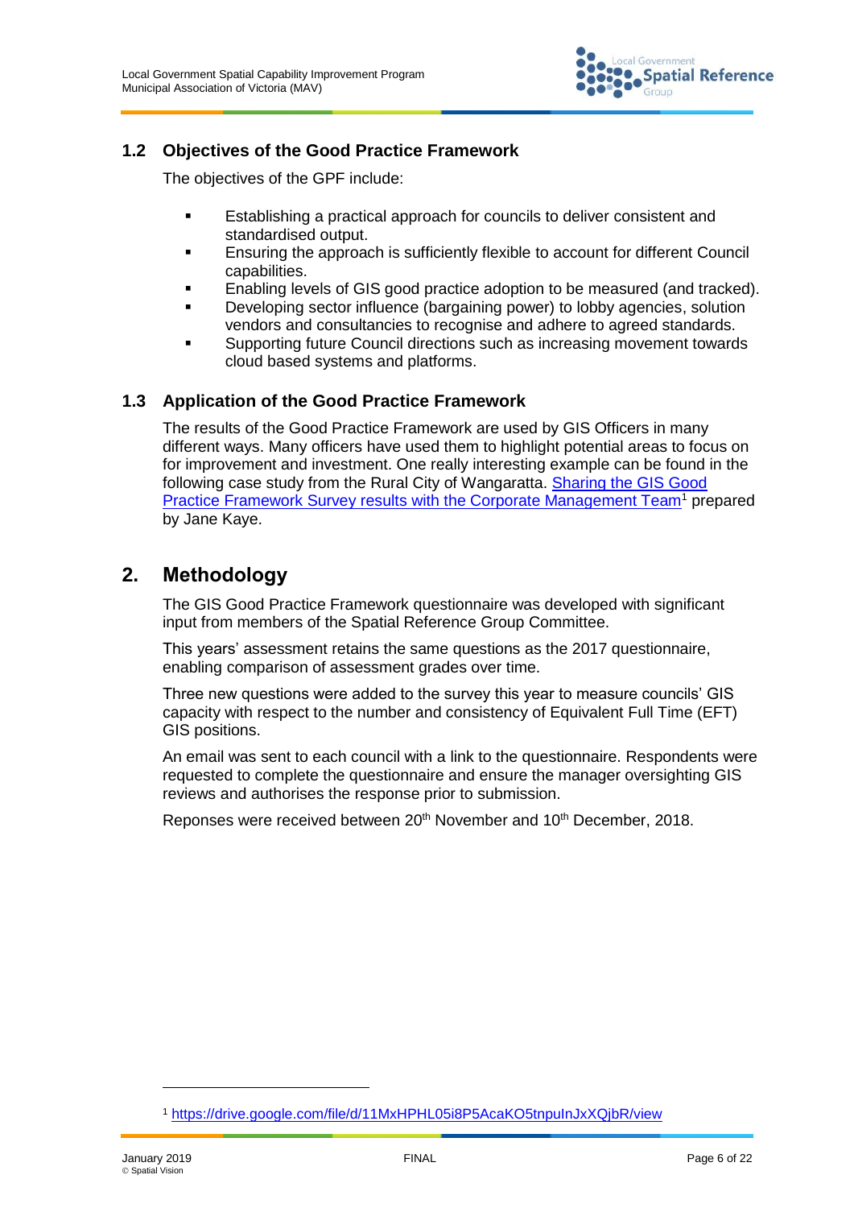### 1.2 Objectives of the Good Practice Framework

The objectives of the GPF include:

- Establishing a practical approach for councils to deliver consistent and standardised output.
- Ensuring the approach is sufficiently flexible to account for different Council capabilities.
- Enabling levels of GIS good practice adoption to be measured (and tracked).
- Developing sector influence (bargaining power) to lobby agencies, solution vendors and consultancies to recognise and adhere to agreed standards.
- Supporting future Council directions such as increasing movement towards cloud based systems and platforms.

### 1.3 Application of the Good Practice Framework

The results of the Good Practice Framework are used by GIS Officers in many different ways. Many officers have used them to highlight potential areas to focus on for improvement and investment. One really interesting example can be found in the following case study from the Rural City of Wangaratta. [Sharing the GIS Good Practice Framework Survey results with the Corporate Management Team](https://drive.google.com/file/d/11MxHPHL05i8P5AcaKO5tnpuInJxXQjbR/view)[1] prepared by Jane Kaye.

## 2. Methodology

The GIS Good Practice Framework questionnaire was developed with significant input from members of the Spatial Reference Group Committee.

This years' assessment retains the same questions as the 2017 questionnaire, enabling comparison of assessment grades over time.

Three new questions were added to the survey this year to measure councils' GIS capacity with respect to the number and consistency of Equivalent Full Time (EFT) GIS positions.

An email was sent to each council with a link to the questionnaire. Respondents were requested to complete the questionnaire and ensure the manager oversighting GIS reviews and authorises the response prior to submission.

Reponses were received between 20th November and 10th December, 2018.

[1] https://drive.google.com/file/d/11MxHPHL05i8P5AcaKO5tnpuInJxXQjbR/view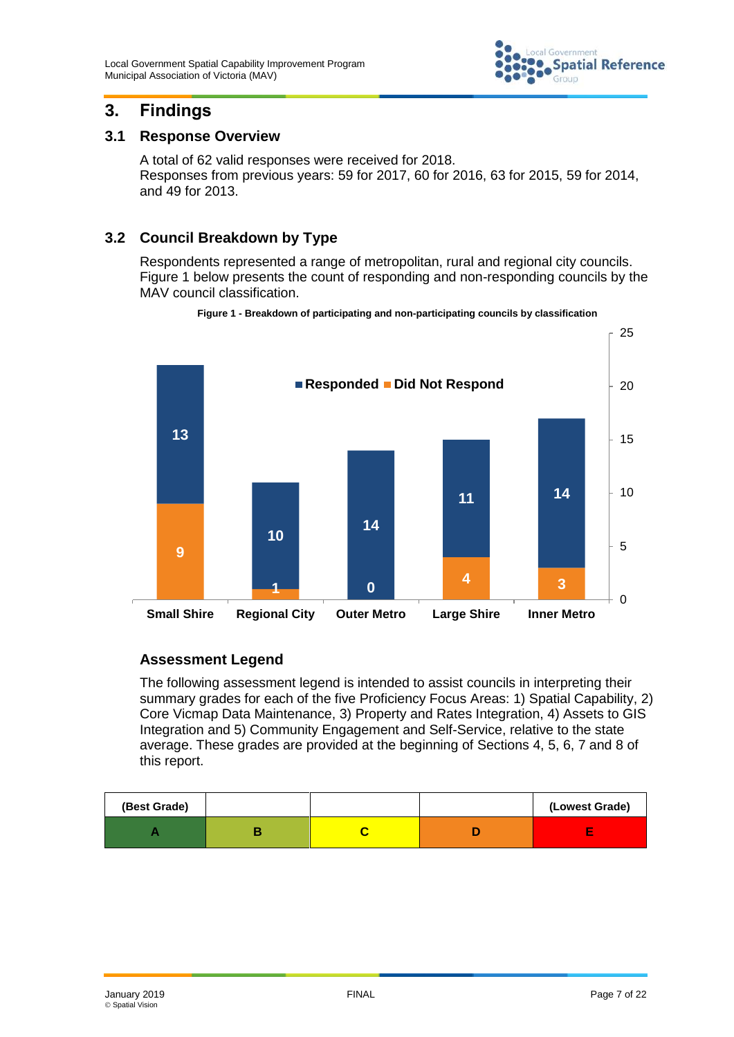# 3. Findings

## 3.1 Response Overview

A total of 62 valid responses were received for 2018.
Responses from previous years: 59 for 2017, 60 for 2016, 63 for 2015, 59 for 2014, and 49 for 2013.

## 3.2 Council Breakdown by Type

Respondents represented a range of metropolitan, rural and regional city councils. Figure 1 below presents the count of responding and non-responding councils by the MAV council classification.

**Figure 1 - Breakdown of participating and non-participating councils by classification**

| Classification | Responded | Did Not Respond |
|---|---|---|
| Small Shire | 13 | 9 |
| Regional City | 10 | 1 |
| Outer Metro | 14 | 0 |
| Large Shire | 11 | 4 |
| Inner Metro | 14 | 3 |

### Assessment Legend

The following assessment legend is intended to assist councils in interpreting their summary grades for each of the five Proficiency Focus Areas: 1) Spatial Capability, 2) Core Vicmap Data Maintenance, 3) Property and Rates Integration, 4) Assets to GIS Integration and 5) Community Engagement and Self-Service, relative to the state average. These grades are provided at the beginning of Sections 4, 5, 6, 7 and 8 of this report.

| (Best Grade) | | | | (Lowest Grade) |
|---|---|---|---|---|
| A | B | C | D | E |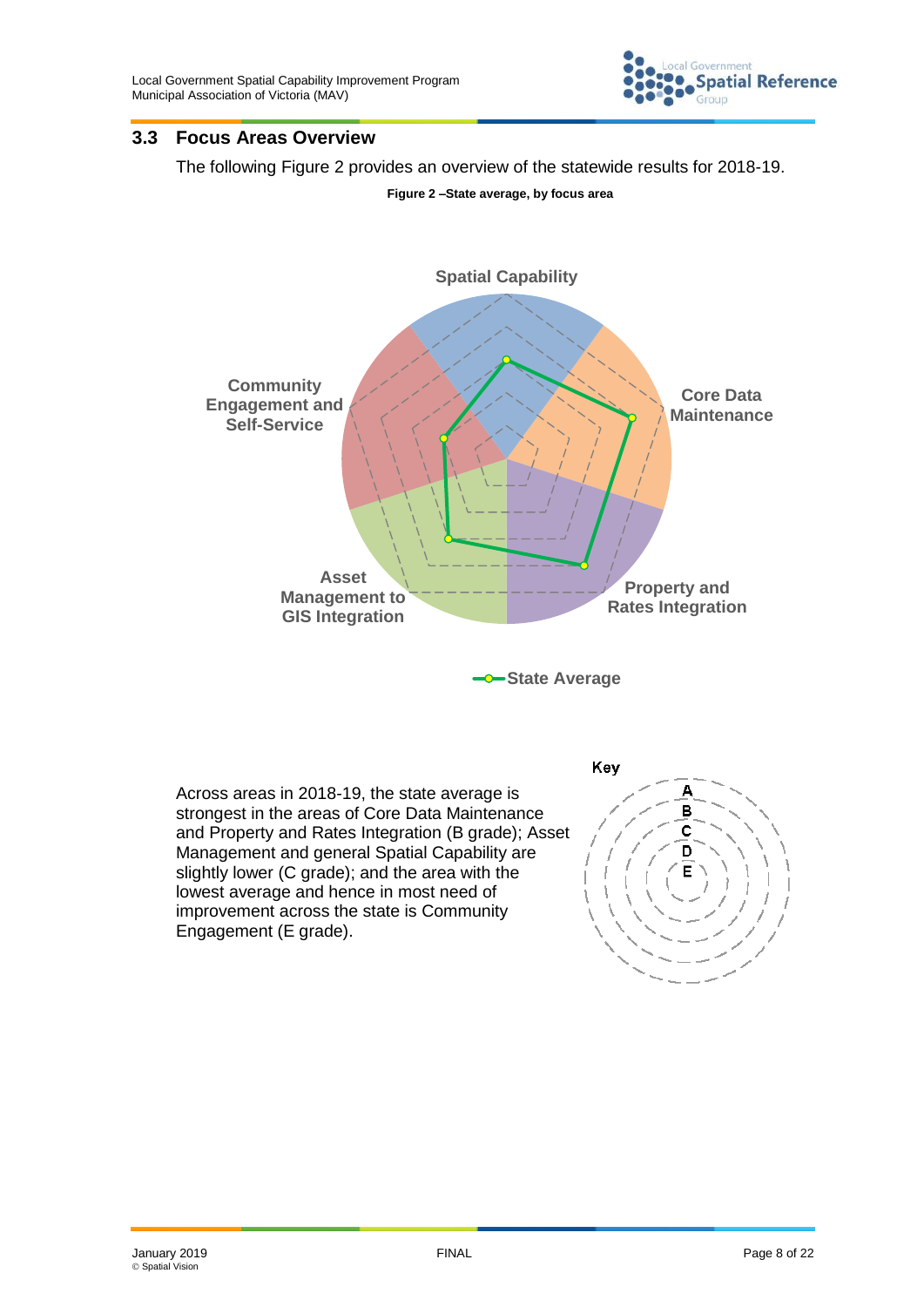## 3.3 Focus Areas Overview

The following Figure 2 provides an overview of the statewide results for 2018-19.

**Figure 2 –State average, by focus area**

Spatial Capability

Core Data Maintenance

Property and Rates Integration

Asset Management to GIS Integration

Community Engagement and Self-Service

State Average

Across areas in 2018-19, the state average is strongest in the areas of Core Data Maintenance and Property and Rates Integration (B grade); Asset Management and general Spatial Capability are slightly lower (C grade); and the area with the lowest average and hence in most need of improvement across the state is Community Engagement (E grade).

Key

A
B
C
D
E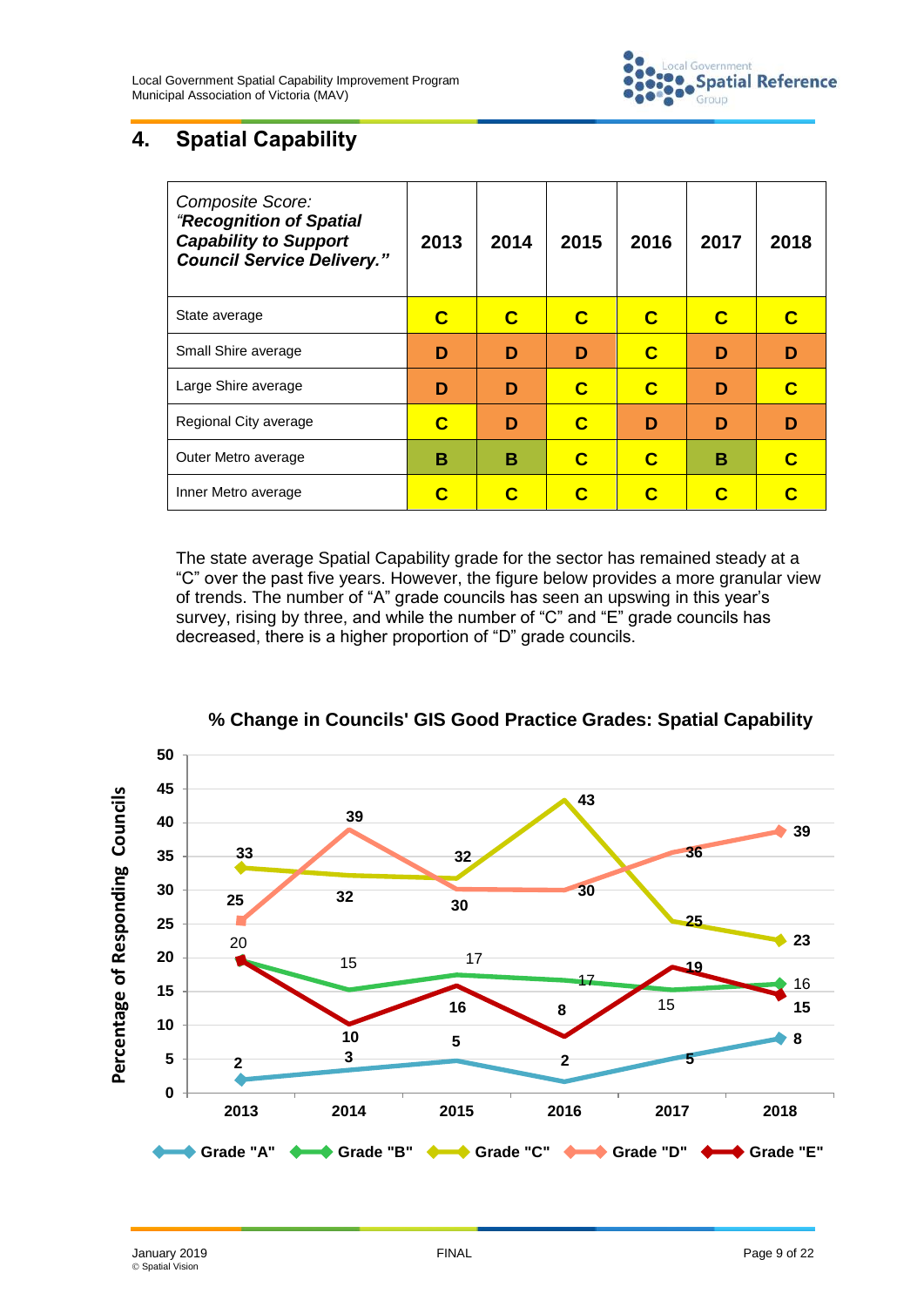# 4. Spatial Capability

| *Composite Score:* ***"Recognition of Spatial Capability to Support Council Service Delivery."*** | 2013 | 2014 | 2015 | 2016 | 2017 | 2018 |
|---|---|---|---|---|---|---|
| State average | C | C | C | C | C | C |
| Small Shire average | D | D | D | C | D | D |
| Large Shire average | D | D | C | C | D | C |
| Regional City average | C | D | C | D | D | D |
| Outer Metro average | B | B | C | C | B | C |
| Inner Metro average | C | C | C | C | C | C |

The state average Spatial Capability grade for the sector has remained steady at a "C" over the past five years. However, the figure below provides a more granular view of trends. The number of "A" grade councils has seen an upswing in this year's survey, rising by three, and while the number of "C" and "E" grade councils has decreased, there is a higher proportion of "D" grade councils.

**% Change in Councils' GIS Good Practice Grades: Spatial Capability**

Percentage of Responding Councils

| Grade | 2013 | 2014 | 2015 | 2016 | 2017 | 2018 |
|---|---|---|---|---|---|---|
| Grade "A" | 2 | 3 | 5 | 2 | 5 | 8 |
| Grade "B" | 20 | 15 | 17 | 17 | 15 | 16 |
| Grade "C" | 33 | 32 | 32 | 43 | 25 | 23 |
| Grade "D" | 25 | 39 | 30 | 30 | 36 | 39 |
| Grade "E" | 20 | 10 | 16 | 8 | 19 | 15 |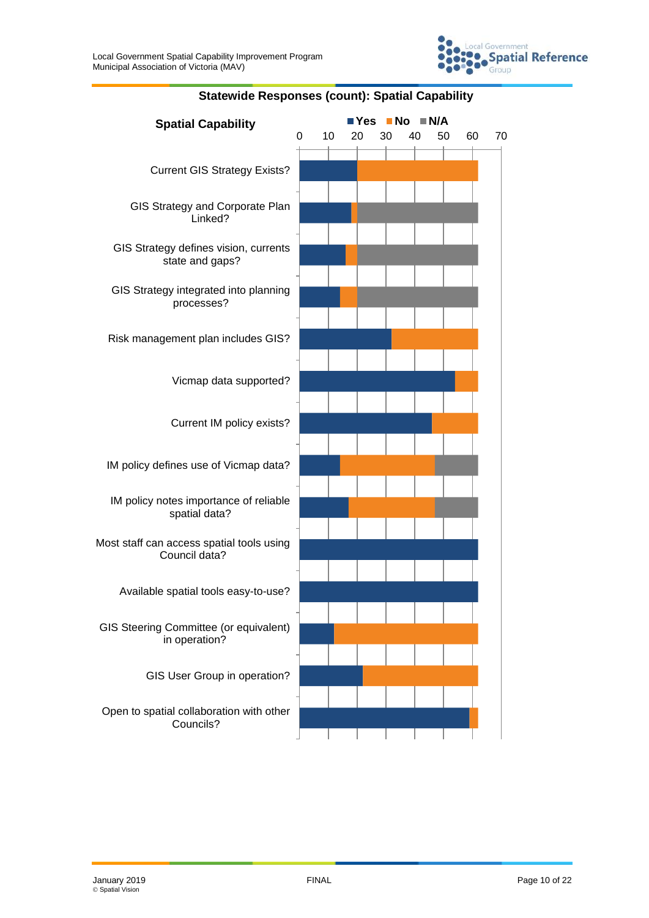**Statewide Responses (count): Spatial Capability**

**Spatial Capability**

■ Yes ■ No ■ N/A

0 10 20 30 40 50 60 70

- Current GIS Strategy Exists?
- GIS Strategy and Corporate Plan Linked?
- GIS Strategy defines vision, currents state and gaps?
- GIS Strategy integrated into planning processes?
- Risk management plan includes GIS?
- Vicmap data supported?
- Current IM policy exists?
- IM policy defines use of Vicmap data?
- IM policy notes importance of reliable spatial data?
- Most staff can access spatial tools using Council data?
- Available spatial tools easy-to-use?
- GIS Steering Committee (or equivalent) in operation?
- GIS User Group in operation?
- Open to spatial collaboration with other Councils?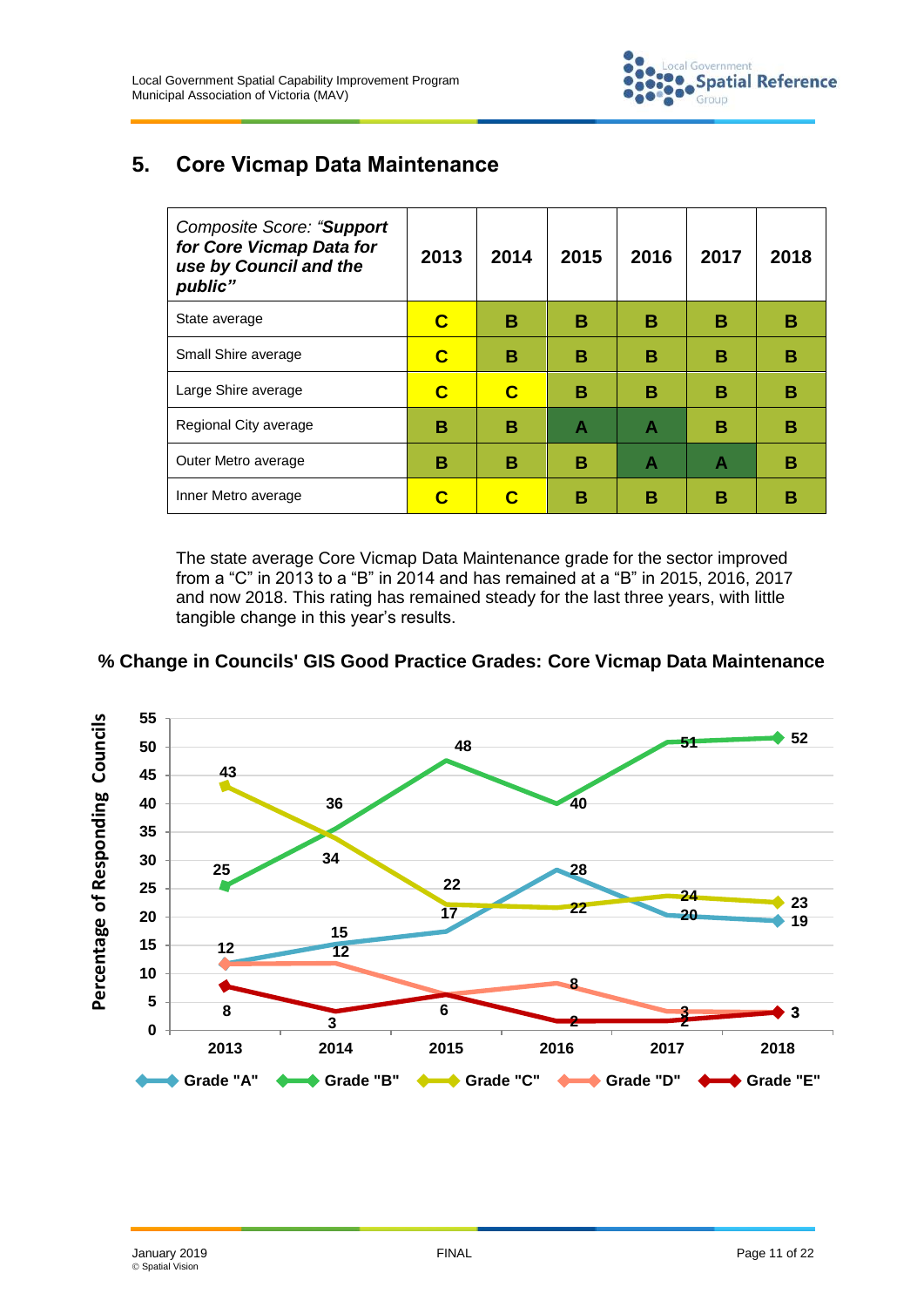## 5. Core Vicmap Data Maintenance

| *Composite Score: "**Support for Core Vicmap Data for use by Council and the public**"* | 2013 | 2014 | 2015 | 2016 | 2017 | 2018 |
|---|---|---|---|---|---|---|
| State average | **C** | **B** | **B** | **B** | **B** | **B** |
| Small Shire average | **C** | **B** | **B** | **B** | **B** | **B** |
| Large Shire average | **C** | **C** | **B** | **B** | **B** | **B** |
| Regional City average | **B** | **B** | **A** | **A** | **B** | **B** |
| Outer Metro average | **B** | **B** | **B** | **A** | **A** | **B** |
| Inner Metro average | **C** | **C** | **B** | **B** | **B** | **B** |

The state average Core Vicmap Data Maintenance grade for the sector improved from a "C" in 2013 to a "B" in 2014 and has remained at a "B" in 2015, 2016, 2017 and now 2018. This rating has remained steady for the last three years, with little tangible change in this year's results.

**% Change in Councils' GIS Good Practice Grades: Core Vicmap Data Maintenance**

Percentage of Responding Councils

| Grade | 2013 | 2014 | 2015 | 2016 | 2017 | 2018 |
|---|---|---|---|---|---|---|
| Grade "A" | 12 | 15 | 17 | 28 | 20 | 19 |
| Grade "B" | 25 | 36 | 48 | 40 | 51 | 52 |
| Grade "C" | 43 | 34 | 22 | 22 | 24 | 23 |
| Grade "D" | 12 | 12 | 6 | 8 | 3 | 3 |
| Grade "E" | 8 | 3 | 6 | 2 | 2 | 3 |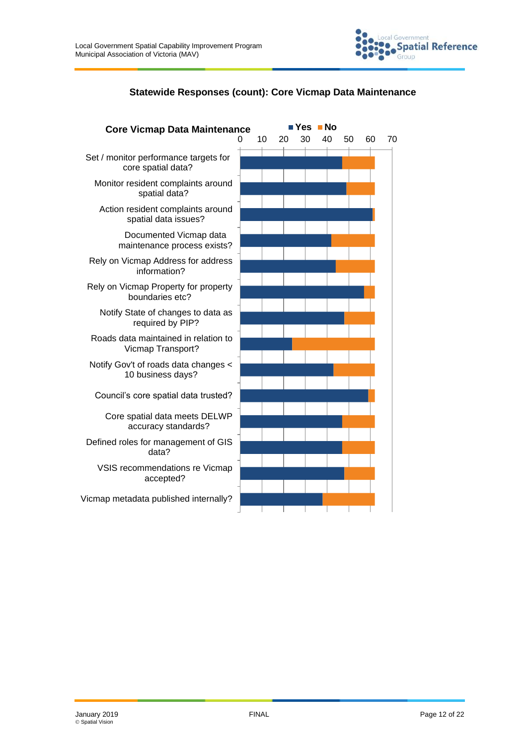**Statewide Responses (count): Core Vicmap Data Maintenance**

**Core Vicmap Data Maintenance**

■ Yes ■ No

0 10 20 30 40 50 60 70

Set / monitor performance targets for core spatial data?

Monitor resident complaints around spatial data?

Action resident complaints around spatial data issues?

Documented Vicmap data maintenance process exists?

Rely on Vicmap Address for address information?

Rely on Vicmap Property for property boundaries etc?

Notify State of changes to data as required by PIP?

Roads data maintained in relation to Vicmap Transport?

Notify Gov't of roads data changes < 10 business days?

Council's core spatial data trusted?

Core spatial data meets DELWP accuracy standards?

Defined roles for management of GIS data?

VSIS recommendations re Vicmap accepted?

Vicmap metadata published internally?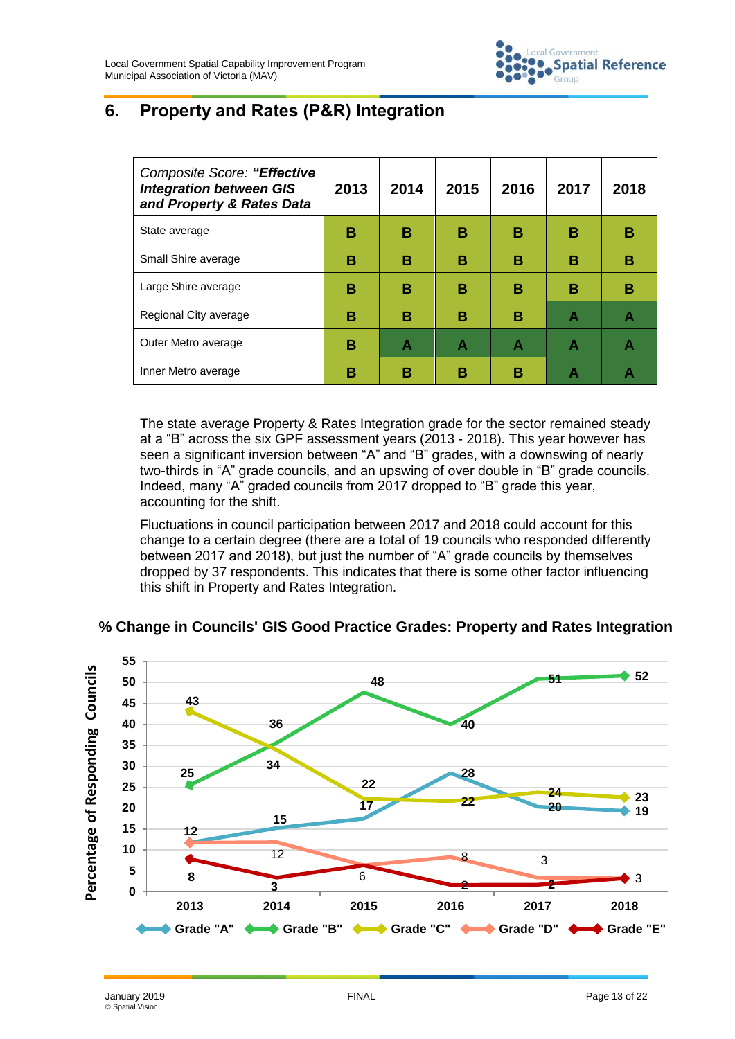## 6. Property and Rates (P&R) Integration

| *Composite Score: **"Effective Integration between GIS and Property & Rates Data*** | 2013 | 2014 | 2015 | 2016 | 2017 | 2018 |
|---|---|---|---|---|---|---|
| State average | B | B | B | B | B | B |
| Small Shire average | B | B | B | B | B | B |
| Large Shire average | B | B | B | B | B | B |
| Regional City average | B | B | B | B | A | A |
| Outer Metro average | B | A | A | A | A | A |
| Inner Metro average | B | B | B | B | A | A |

The state average Property & Rates Integration grade for the sector remained steady at a "B" across the six GPF assessment years (2013 - 2018). This year however has seen a significant inversion between "A" and "B" grades, with a downswing of nearly two-thirds in "A" grade councils, and an upswing of over double in "B" grade councils. Indeed, many "A" graded councils from 2017 dropped to "B" grade this year, accounting for the shift.

Fluctuations in council participation between 2017 and 2018 could account for this change to a certain degree (there are a total of 19 councils who responded differently between 2017 and 2018), but just the number of "A" grade councils by themselves dropped by 37 respondents. This indicates that there is some other factor influencing this shift in Property and Rates Integration.

**% Change in Councils' GIS Good Practice Grades: Property and Rates Integration**

| Percentage of Responding Councils | 2013 | 2014 | 2015 | 2016 | 2017 | 2018 |
|---|---|---|---|---|---|---|
| Grade "A" | 12 | 15 | 17 | 28 | 20 | 19 |
| Grade "B" | 25 | 36 | 48 | 40 | 51 | 52 |
| Grade "C" | 43 | 34 | 22 | 22 | 24 | 23 |
| Grade "D" | 12 | 12 | 6 | 8 | 3 | 3 |
| Grade "E" | 8 | 3 | 6 | 2 | 2 | 3 |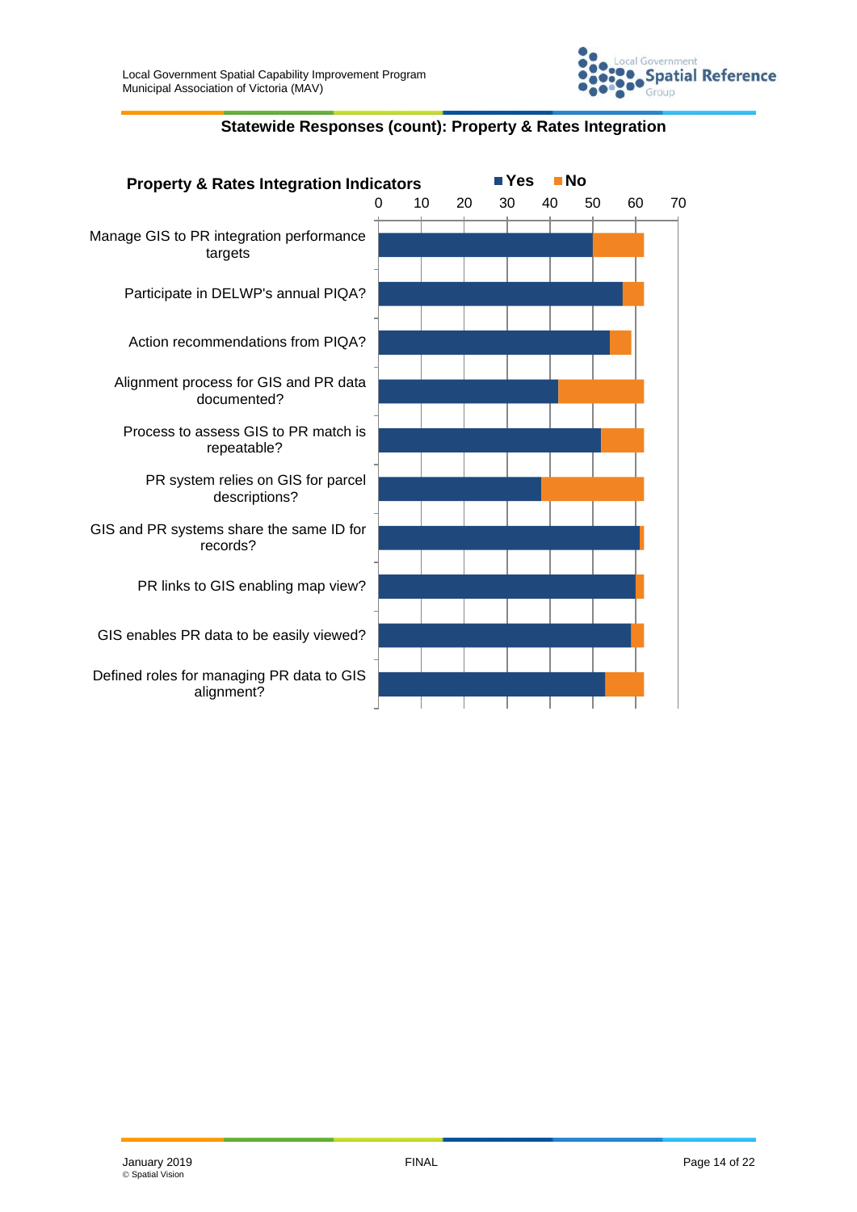**Statewide Responses (count): Property & Rates Integration**

**Property & Rates Integration Indicators** ■ Yes ■ No

0 10 20 30 40 50 60 70

- Manage GIS to PR integration performance targets
- Participate in DELWP's annual PIQA?
- Action recommendations from PIQA?
- Alignment process for GIS and PR data documented?
- Process to assess GIS to PR match is repeatable?
- PR system relies on GIS for parcel descriptions?
- GIS and PR systems share the same ID for records?
- PR links to GIS enabling map view?
- GIS enables PR data to be easily viewed?
- Defined roles for managing PR data to GIS alignment?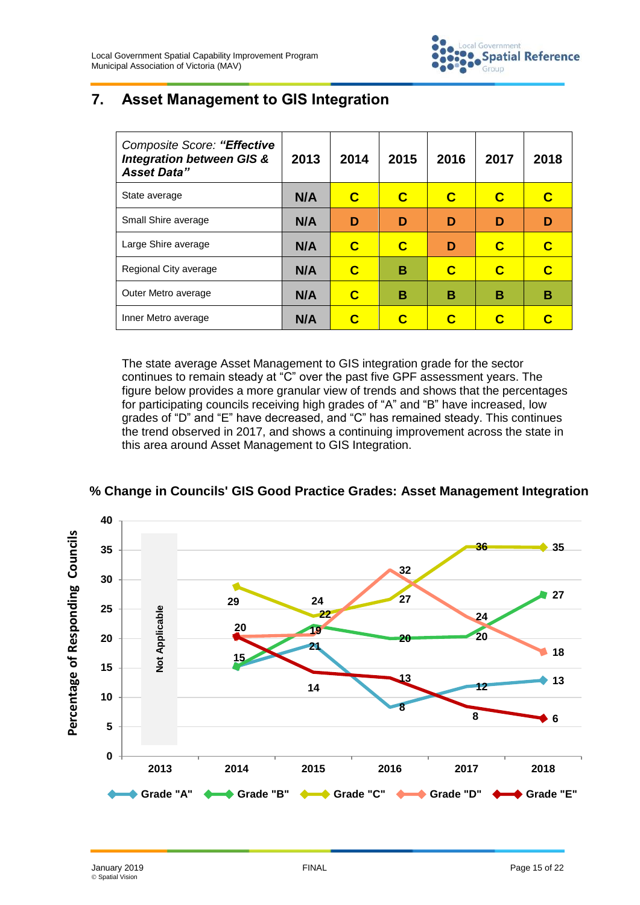## 7. Asset Management to GIS Integration

| Composite Score: ***"Effective Integration between GIS & Asset Data"*** | 2013 | 2014 | 2015 | 2016 | 2017 | 2018 |
|---|---|---|---|---|---|---|
| State average | N/A | C | C | C | C | C |
| Small Shire average | N/A | D | D | D | D | D |
| Large Shire average | N/A | C | C | D | C | C |
| Regional City average | N/A | C | B | C | C | C |
| Outer Metro average | N/A | C | B | B | B | B |
| Inner Metro average | N/A | C | C | C | C | C |

The state average Asset Management to GIS integration grade for the sector continues to remain steady at "C" over the past five GPF assessment years. The figure below provides a more granular view of trends and shows that the percentages for participating councils receiving high grades of "A" and "B" have increased, low grades of "D" and "E" have decreased, and "C" has remained steady. This continues the trend observed in 2017, and shows a continuing improvement across the state in this area around Asset Management to GIS Integration.

**% Change in Councils' GIS Good Practice Grades: Asset Management Integration**

| Grade | 2013 | 2014 | 2015 | 2016 | 2017 | 2018 |
|---|---|---|---|---|---|---|
| Grade "A" | Not Applicable | 15 | 19 | 8 | 12 | 13 |
| Grade "B" | Not Applicable | 15 | 22 | 20 | 20 | 27 |
| Grade "C" | Not Applicable | 29 | 24 | 27 | 36 | 35 |
| Grade "D" | Not Applicable | 20 | 21 | 32 | 24 | 18 |
| Grade "E" | Not Applicable | 20 | 14 | 13 | 8 | 6 |

*Y-axis: Percentage of Responding Councils*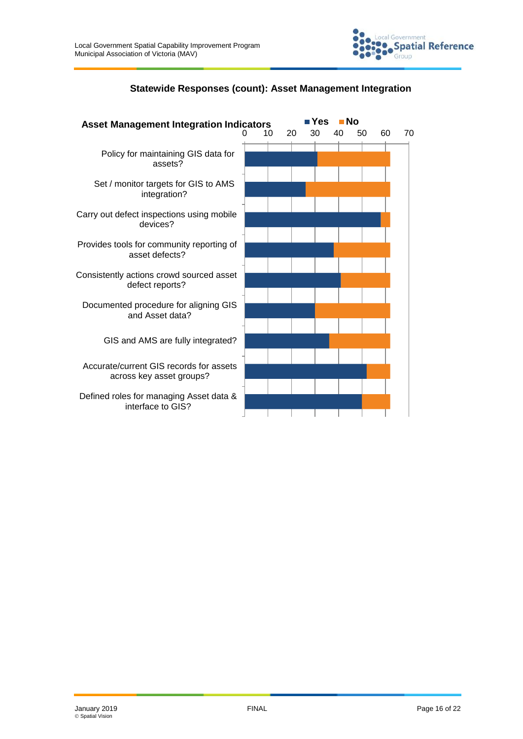**Statewide Responses (count): Asset Management Integration**

**Asset Management Integration Indicators**

■ Yes ■ No

0 10 20 30 40 50 60 70

- Policy for maintaining GIS data for assets?
- Set / monitor targets for GIS to AMS integration?
- Carry out defect inspections using mobile devices?
- Provides tools for community reporting of asset defects?
- Consistently actions crowd sourced asset defect reports?
- Documented procedure for aligning GIS and Asset data?
- GIS and AMS are fully integrated?
- Accurate/current GIS records for assets across key asset groups?
- Defined roles for managing Asset data & interface to GIS?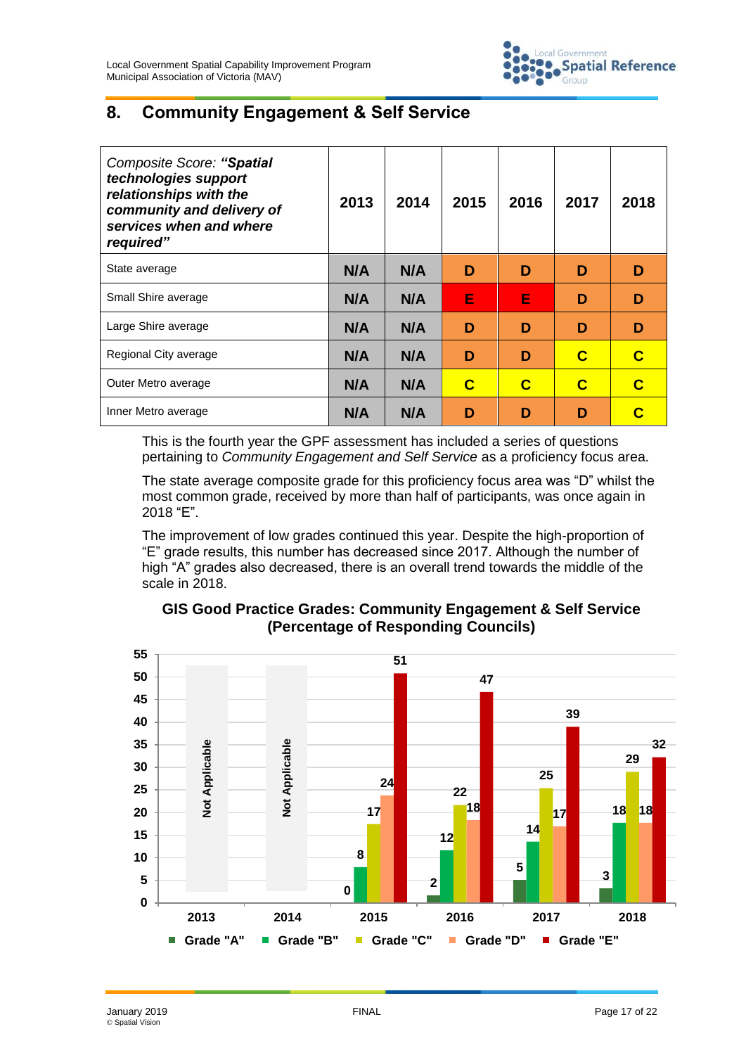## 8. Community Engagement & Self Service

| *Composite Score:* ***"Spatial technologies support relationships with the community and delivery of services when and where required"*** | 2013 | 2014 | 2015 | 2016 | 2017 | 2018 |
|---|---|---|---|---|---|---|
| State average | N/A | N/A | D | D | D | D |
| Small Shire average | N/A | N/A | E | E | D | D |
| Large Shire average | N/A | N/A | D | D | D | D |
| Regional City average | N/A | N/A | D | D | C | C |
| Outer Metro average | N/A | N/A | C | C | C | C |
| Inner Metro average | N/A | N/A | D | D | D | C |

This is the fourth year the GPF assessment has included a series of questions pertaining to *Community Engagement and Self Service* as a proficiency focus area.

The state average composite grade for this proficiency focus area was "D" whilst the most common grade, received by more than half of participants, was once again in 2018 "E".

The improvement of low grades continued this year. Despite the high-proportion of "E" grade results, this number has decreased since 2017. Although the number of high "A" grades also decreased, there is an overall trend towards the middle of the scale in 2018.

**GIS Good Practice Grades: Community Engagement & Self Service (Percentage of Responding Councils)**

| Year | Grade "A" | Grade "B" | Grade "C" | Grade "D" | Grade "E" |
|---|---|---|---|---|---|
| 2013 | Not Applicable | | | | |
| 2014 | Not Applicable | | | | |
| 2015 | 0 | 8 | 17 | 24 | 51 |
| 2016 | 2 | 12 | 22 | 18 | 47 |
| 2017 | 5 | 14 | 25 | 17 | 39 |
| 2018 | 3 | 18 | 29 | 18 | 32 |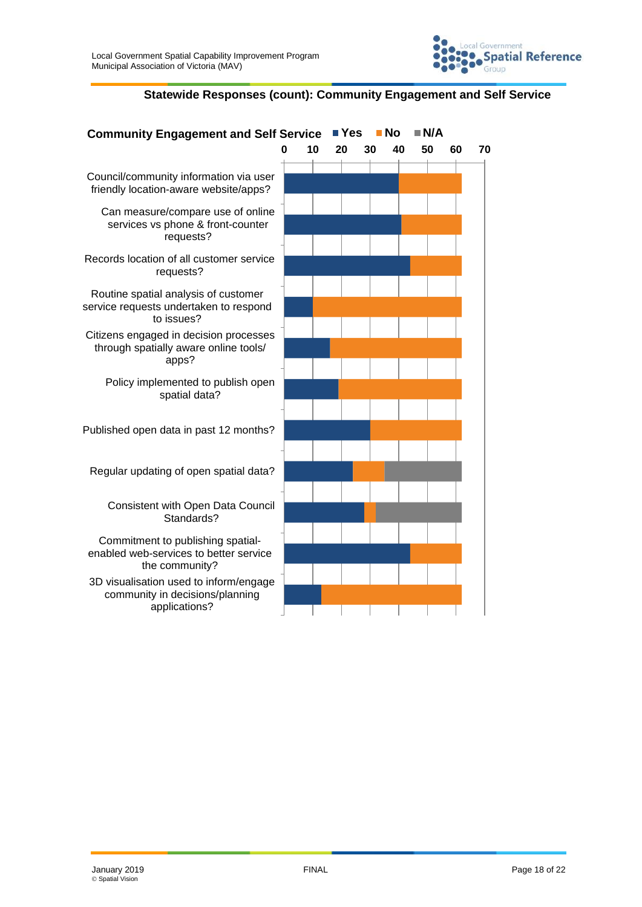### Statewide Responses (count): Community Engagement and Self Service

**Community Engagement and Self Service** ■ Yes ■ No ■ N/A

0 10 20 30 40 50 60 70

Council/community information via user friendly location-aware website/apps?

Can measure/compare use of online services vs phone & front-counter requests?

Records location of all customer service requests?

Routine spatial analysis of customer service requests undertaken to respond to issues?

Citizens engaged in decision processes through spatially aware online tools/ apps?

Policy implemented to publish open spatial data?

Published open data in past 12 months?

Regular updating of open spatial data?

Consistent with Open Data Council Standards?

Commitment to publishing spatial-enabled web-services to better service the community?

3D visualisation used to inform/engage community in decisions/planning applications?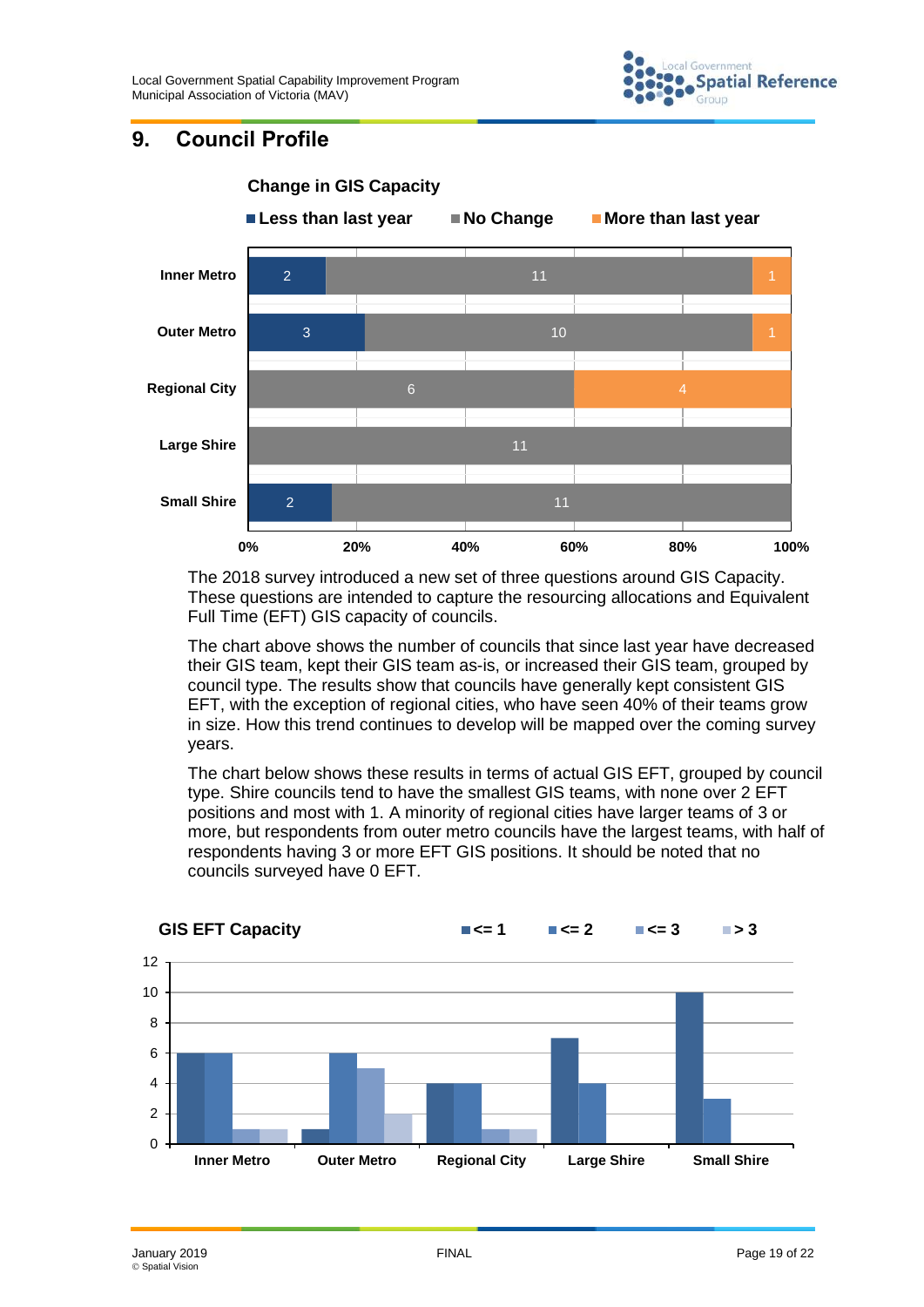# 9. Council Profile

**Change in GIS Capacity**

| | Less than last year | No Change | More than last year |
|---|---|---|---|
| Inner Metro | 2 | 11 | 1 |
| Outer Metro | 3 | 10 | 1 |
| Regional City | | 6 | 4 |
| Large Shire | | 11 | |
| Small Shire | 2 | 11 | |

The 2018 survey introduced a new set of three questions around GIS Capacity. These questions are intended to capture the resourcing allocations and Equivalent Full Time (EFT) GIS capacity of councils.

The chart above shows the number of councils that since last year have decreased their GIS team, kept their GIS team as-is, or increased their GIS team, grouped by council type. The results show that councils have generally kept consistent GIS EFT, with the exception of regional cities, who have seen 40% of their teams grow in size. How this trend continues to develop will be mapped over the coming survey years.

The chart below shows these results in terms of actual GIS EFT, grouped by council type. Shire councils tend to have the smallest GIS teams, with none over 2 EFT positions and most with 1. A minority of regional cities have larger teams of 3 or more, but respondents from outer metro councils have the largest teams, with half of respondents having 3 or more EFT GIS positions. It should be noted that no councils surveyed have 0 EFT.

**GIS EFT Capacity**

| | <= 1 | <= 2 | <= 3 | > 3 |
|---|---|---|---|---|
| Inner Metro | 6 | 6 | 1 | 1 |
| Outer Metro | 1 | 6 | 5 | 2 |
| Regional City | 4 | 4 | 1 | 1 |
| Large Shire | 7 | 4 | | |
| Small Shire | 10 | 3 | | |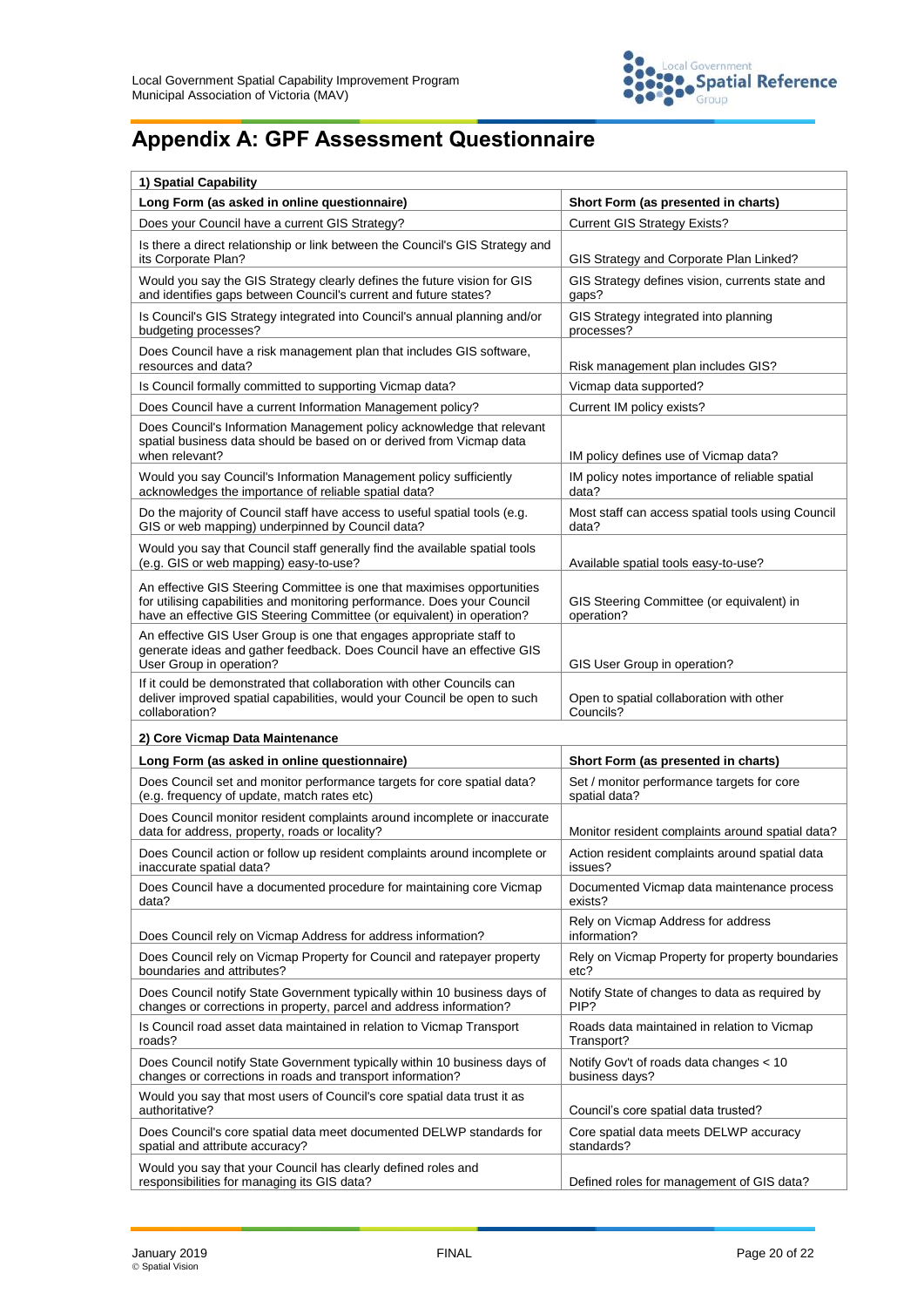# Appendix A: GPF Assessment Questionnaire

| 1) Spatial Capability | |
|---|---|
| **Long Form (as asked in online questionnaire)** | **Short Form (as presented in charts)** |
| Does your Council have a current GIS Strategy? | Current GIS Strategy Exists? |
| Is there a direct relationship or link between the Council's GIS Strategy and its Corporate Plan? | GIS Strategy and Corporate Plan Linked? |
| Would you say the GIS Strategy clearly defines the future vision for GIS and identifies gaps between Council's current and future states? | GIS Strategy defines vision, currents state and gaps? |
| Is Council's GIS Strategy integrated into Council's annual planning and/or budgeting processes? | GIS Strategy integrated into planning processes? |
| Does Council have a risk management plan that includes GIS software, resources and data? | Risk management plan includes GIS? |
| Is Council formally committed to supporting Vicmap data? | Vicmap data supported? |
| Does Council have a current Information Management policy? | Current IM policy exists? |
| Does Council's Information Management policy acknowledge that relevant spatial business data should be based on or derived from Vicmap data when relevant? | IM policy defines use of Vicmap data? |
| Would you say Council's Information Management policy sufficiently acknowledges the importance of reliable spatial data? | IM policy notes importance of reliable spatial data? |
| Do the majority of Council staff have access to useful spatial tools (e.g. GIS or web mapping) underpinned by Council data? | Most staff can access spatial tools using Council data? |
| Would you say that Council staff generally find the available spatial tools (e.g. GIS or web mapping) easy-to-use? | Available spatial tools easy-to-use? |
| An effective GIS Steering Committee is one that maximises opportunities for utilising capabilities and monitoring performance. Does your Council have an effective GIS Steering Committee (or equivalent) in operation? | GIS Steering Committee (or equivalent) in operation? |
| An effective GIS User Group is one that engages appropriate staff to generate ideas and gather feedback. Does Council have an effective GIS User Group in operation? | GIS User Group in operation? |
| If it could be demonstrated that collaboration with other Councils can deliver improved spatial capabilities, would your Council be open to such collaboration? | Open to spatial collaboration with other Councils? |

| 2) Core Vicmap Data Maintenance | |
|---|---|
| **Long Form (as asked in online questionnaire)** | **Short Form (as presented in charts)** |
| Does Council set and monitor performance targets for core spatial data? (e.g. frequency of update, match rates etc) | Set / monitor performance targets for core spatial data? |
| Does Council monitor resident complaints around incomplete or inaccurate data for address, property, roads or locality? | Monitor resident complaints around spatial data? |
| Does Council action or follow up resident complaints around incomplete or inaccurate spatial data? | Action resident complaints around spatial data issues? |
| Does Council have a documented procedure for maintaining core Vicmap data? | Documented Vicmap data maintenance process exists? |
| Does Council rely on Vicmap Address for address information? | Rely on Vicmap Address for address information? |
| Does Council rely on Vicmap Property for Council and ratepayer property boundaries and attributes? | Rely on Vicmap Property for property boundaries etc? |
| Does Council notify State Government typically within 10 business days of changes or corrections in property, parcel and address information? | Notify State of changes to data as required by PIP? |
| Is Council road asset data maintained in relation to Vicmap Transport roads? | Roads data maintained in relation to Vicmap Transport? |
| Does Council notify State Government typically within 10 business days of changes or corrections in roads and transport information? | Notify Gov't of roads data changes < 10 business days? |
| Would you say that most users of Council's core spatial data trust it as authoritative? | Council's core spatial data trusted? |
| Does Council's core spatial data meet documented DELWP standards for spatial and attribute accuracy? | Core spatial data meets DELWP accuracy standards? |
| Would you say that your Council has clearly defined roles and responsibilities for managing its GIS data? | Defined roles for management of GIS data? |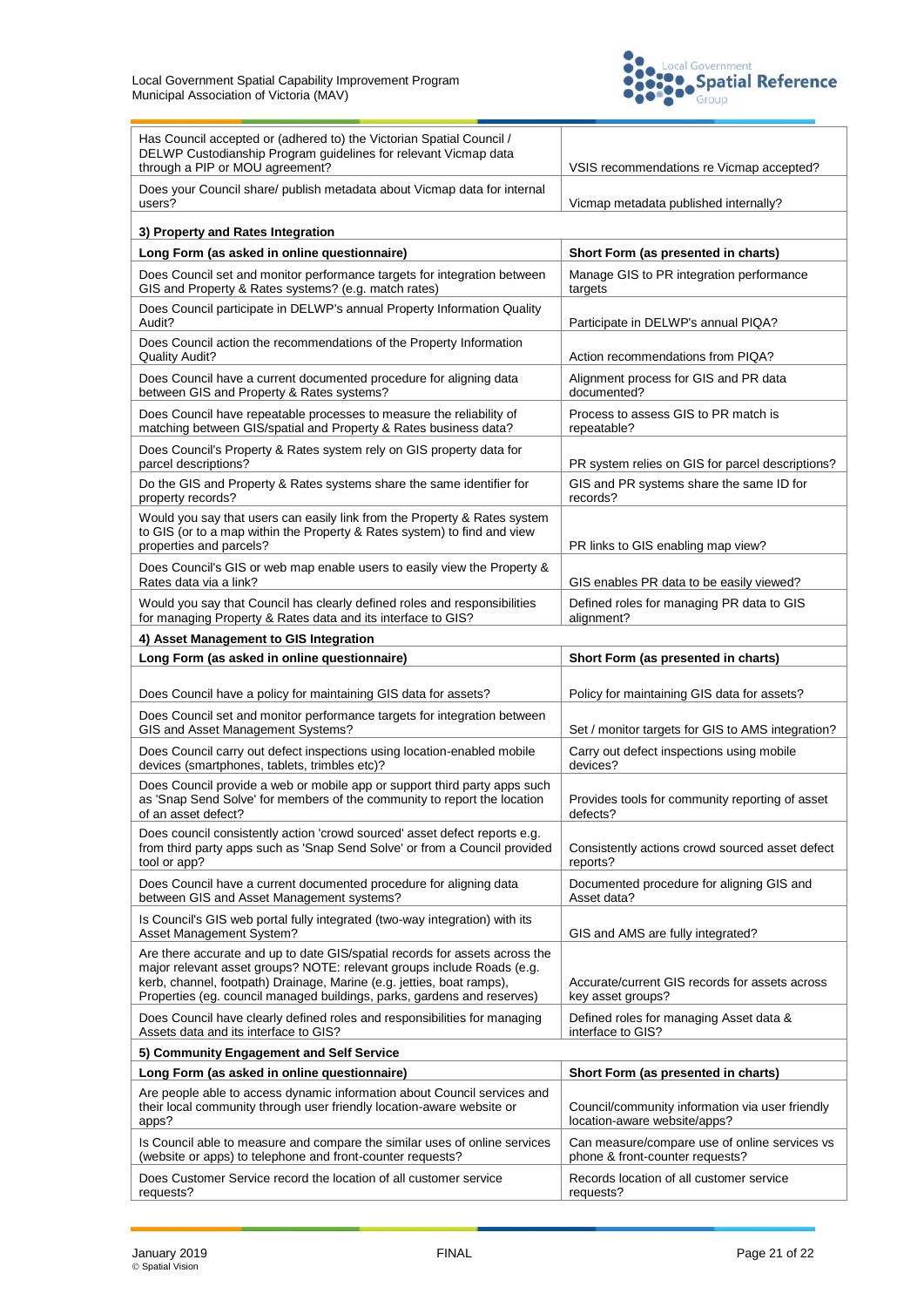| | |
|---|---|
| Has Council accepted or (adhered to) the Victorian Spatial Council / DELWP Custodianship Program guidelines for relevant Vicmap data through a PIP or MOU agreement? | VSIS recommendations re Vicmap accepted? |
| Does your Council share/ publish metadata about Vicmap data for internal users? | Vicmap metadata published internally? |

**3) Property and Rates Integration**

| Long Form (as asked in online questionnaire) | Short Form (as presented in charts) |
|---|---|
| Does Council set and monitor performance targets for integration between GIS and Property & Rates systems? (e.g. match rates) | Manage GIS to PR integration performance targets |
| Does Council participate in DELWP's annual Property Information Quality Audit? | Participate in DELWP's annual PIQA? |
| Does Council action the recommendations of the Property Information Quality Audit? | Action recommendations from PIQA? |
| Does Council have a current documented procedure for aligning data between GIS and Property & Rates systems? | Alignment process for GIS and PR data documented? |
| Does Council have repeatable processes to measure the reliability of matching between GIS/spatial and Property & Rates business data? | Process to assess GIS to PR match is repeatable? |
| Does Council's Property & Rates system rely on GIS property data for parcel descriptions? | PR system relies on GIS for parcel descriptions? |
| Do the GIS and Property & Rates systems share the same identifier for property records? | GIS and PR systems share the same ID for records? |
| Would you say that users can easily link from the Property & Rates system to GIS (or to a map within the Property & Rates system) to find and view properties and parcels? | PR links to GIS enabling map view? |
| Does Council's GIS or web map enable users to easily view the Property & Rates data via a link? | GIS enables PR data to be easily viewed? |
| Would you say that Council has clearly defined roles and responsibilities for managing Property & Rates data and its interface to GIS? | Defined roles for managing PR data to GIS alignment? |

**4) Asset Management to GIS Integration**

| Long Form (as asked in online questionnaire) | Short Form (as presented in charts) |
|---|---|
| Does Council have a policy for maintaining GIS data for assets? | Policy for maintaining GIS data for assets? |
| Does Council set and monitor performance targets for integration between GIS and Asset Management Systems? | Set / monitor targets for GIS to AMS integration? |
| Does Council carry out defect inspections using location-enabled mobile devices (smartphones, tablets, trimbles etc)? | Carry out defect inspections using mobile devices? |
| Does Council provide a web or mobile app or support third party apps such as 'Snap Send Solve' for members of the community to report the location of an asset defect? | Provides tools for community reporting of asset defects? |
| Does council consistently action 'crowd sourced' asset defect reports e.g. from third party apps such as 'Snap Send Solve' or from a Council provided tool or app? | Consistently actions crowd sourced asset defect reports? |
| Does Council have a current documented procedure for aligning data between GIS and Asset Management systems? | Documented procedure for aligning GIS and Asset data? |
| Is Council's GIS web portal fully integrated (two-way integration) with its Asset Management System? | GIS and AMS are fully integrated? |
| Are there accurate and up to date GIS/spatial records for assets across the major relevant asset groups? NOTE: relevant groups include Roads (e.g. kerb, channel, footpath) Drainage, Marine (e.g. jetties, boat ramps), Properties (eg. council managed buildings, parks, gardens and reserves) | Accurate/current GIS records for assets across key asset groups? |
| Does Council have clearly defined roles and responsibilities for managing Assets data and its interface to GIS? | Defined roles for managing Asset data & interface to GIS? |

**5) Community Engagement and Self Service**

| Long Form (as asked in online questionnaire) | Short Form (as presented in charts) |
|---|---|
| Are people able to access dynamic information about Council services and their local community through user friendly location-aware website or apps? | Council/community information via user friendly location-aware website/apps? |
| Is Council able to measure and compare the similar uses of online services (website or apps) to telephone and front-counter requests? | Can measure/compare use of online services vs phone & front-counter requests? |
| Does Customer Service record the location of all customer service requests? | Records location of all customer service requests? |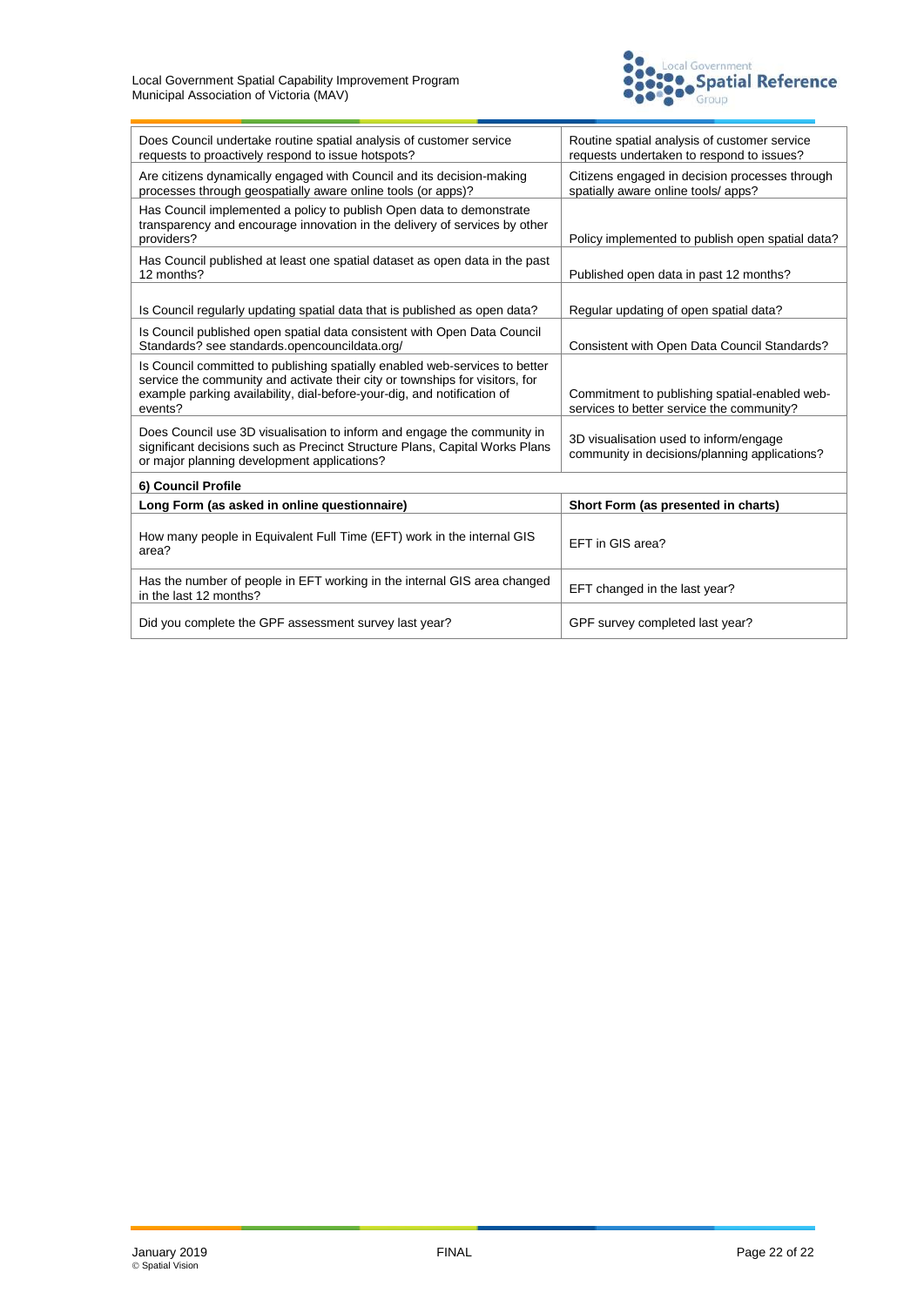| | |
|---|---|
| Does Council undertake routine spatial analysis of customer service requests to proactively respond to issue hotspots? | Routine spatial analysis of customer service requests undertaken to respond to issues? |
| Are citizens dynamically engaged with Council and its decision-making processes through geospatially aware online tools (or apps)? | Citizens engaged in decision processes through spatially aware online tools/ apps? |
| Has Council implemented a policy to publish Open data to demonstrate transparency and encourage innovation in the delivery of services by other providers? | Policy implemented to publish open spatial data? |
| Has Council published at least one spatial dataset as open data in the past 12 months? | Published open data in past 12 months? |
| Is Council regularly updating spatial data that is published as open data? | Regular updating of open spatial data? |
| Is Council published open spatial data consistent with Open Data Council Standards? see standards.opencouncildata.org/ | Consistent with Open Data Council Standards? |
| Is Council committed to publishing spatially enabled web-services to better service the community and activate their city or townships for visitors, for example parking availability, dial-before-your-dig, and notification of events? | Commitment to publishing spatial-enabled web-services to better service the community? |
| Does Council use 3D visualisation to inform and engage the community in significant decisions such as Precinct Structure Plans, Capital Works Plans or major planning development applications? | 3D visualisation used to inform/engage community in decisions/planning applications? |
| **6) Council Profile** | |
| **Long Form (as asked in online questionnaire)** | **Short Form (as presented in charts)** |
| How many people in Equivalent Full Time (EFT) work in the internal GIS area? | EFT in GIS area? |
| Has the number of people in EFT working in the internal GIS area changed in the last 12 months? | EFT changed in the last year? |
| Did you complete the GPF assessment survey last year? | GPF survey completed last year? |